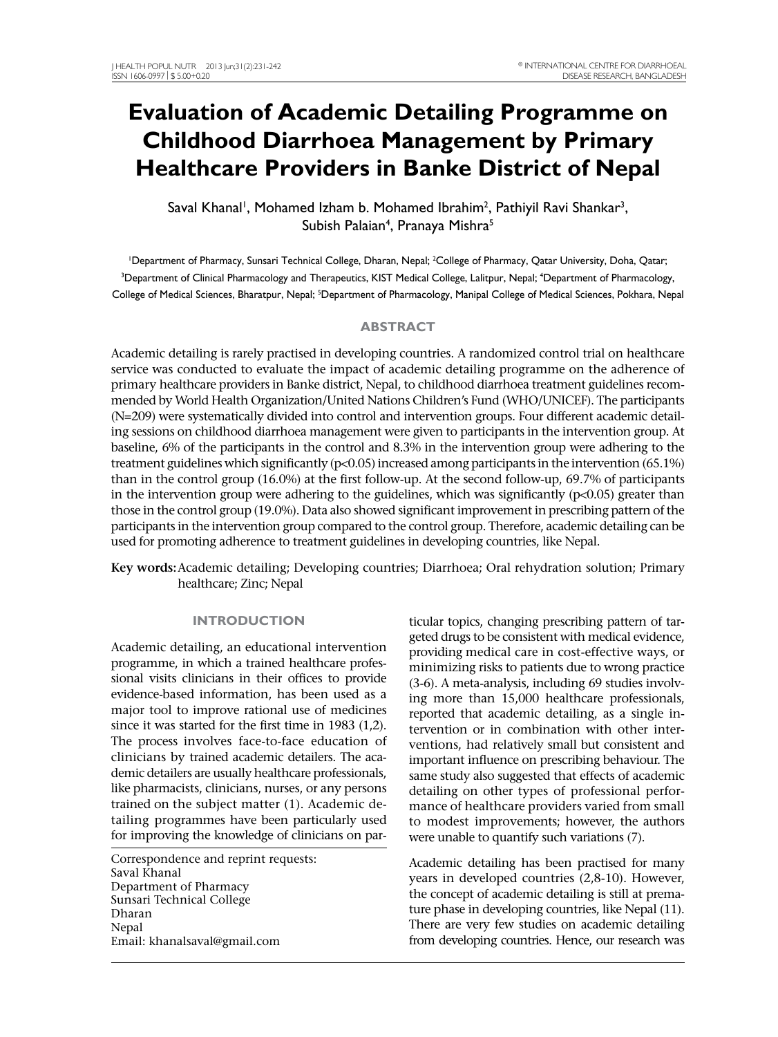# Evaluation of Academic Detailing Programme on Childhood Diarrhoea Management by Primary Healthcare Providers in Banke District of Nepal

Saval Khanal[1], Mohamed Izham b. Mohamed Ibrahim[2], Pathiyil Ravi Shankar[3], Subish Palaian[4], Pranaya Mishra[5]

[1]Department of Pharmacy, Sunsari Technical College, Dharan, Nepal; [2]College of Pharmacy, Qatar University, Doha, Qatar; [3]Department of Clinical Pharmacology and Therapeutics, KIST Medical College, Lalitpur, Nepal; [4]Department of Pharmacology, College of Medical Sciences, Bharatpur, Nepal; [5]Department of Pharmacology, Manipal College of Medical Sciences, Pokhara, Nepal

## ABSTRACT

Academic detailing is rarely practised in developing countries. A randomized control trial on healthcare service was conducted to evaluate the impact of academic detailing programme on the adherence of primary healthcare providers in Banke district, Nepal, to childhood diarrhoea treatment guidelines recommended by World Health Organization/United Nations Children's Fund (WHO/UNICEF). The participants (N=209) were systematically divided into control and intervention groups. Four different academic detailing sessions on childhood diarrhoea management were given to participants in the intervention group. At baseline, 6% of the participants in the control and 8.3% in the intervention group were adhering to the treatment guidelines which significantly ($p<0.05$) increased among participants in the intervention (65.1%) than in the control group (16.0%) at the first follow-up. At the second follow-up, 69.7% of participants in the intervention group were adhering to the guidelines, which was significantly ($p<0.05$) greater than those in the control group (19.0%). Data also showed significant improvement in prescribing pattern of the participants in the intervention group compared to the control group. Therefore, academic detailing can be used for promoting adherence to treatment guidelines in developing countries, like Nepal.

**Key words:** Academic detailing; Developing countries; Diarrhoea; Oral rehydration solution; Primary healthcare; Zinc; Nepal

## INTRODUCTION

Academic detailing, an educational intervention programme, in which a trained healthcare professional visits clinicians in their offices to provide evidence-based information, has been used as a major tool to improve rational use of medicines since it was started for the first time in 1983 (1,2). The process involves face-to-face education of clinicians by trained academic detailers. The academic detailers are usually healthcare professionals, like pharmacists, clinicians, nurses, or any persons trained on the subject matter (1). Academic detailing programmes have been particularly used for improving the knowledge of clinicians on particular topics, changing prescribing pattern of targeted drugs to be consistent with medical evidence, providing medical care in cost-effective ways, or minimizing risks to patients due to wrong practice (3-6). A meta-analysis, including 69 studies involving more than 15,000 healthcare professionals, reported that academic detailing, as a single intervention or in combination with other interventions, had relatively small but consistent and important influence on prescribing behaviour. The same study also suggested that effects of academic detailing on other types of professional performance of healthcare providers varied from small to modest improvements; however, the authors were unable to quantify such variations (7).

Academic detailing has been practised for many years in developed countries (2,8-10). However, the concept of academic detailing is still at premature phase in developing countries, like Nepal (11). There are very few studies on academic detailing from developing countries. Hence, our research was

Correspondence and reprint requests:
Saval Khanal
Department of Pharmacy
Sunsari Technical College
Dharan
Nepal
Email: khanalsaval@gmail.com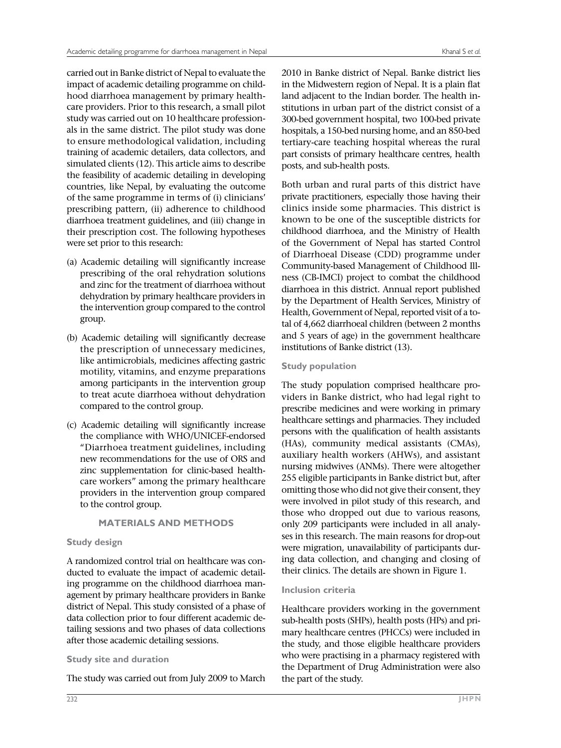carried out in Banke district of Nepal to evaluate the impact of academic detailing programme on childhood diarrhoea management by primary healthcare providers. Prior to this research, a small pilot study was carried out on 10 healthcare professionals in the same district. The pilot study was done to ensure methodological validation, including training of academic detailers, data collectors, and simulated clients (12). This article aims to describe the feasibility of academic detailing in developing countries, like Nepal, by evaluating the outcome of the same programme in terms of (i) clinicians' prescribing pattern, (ii) adherence to childhood diarrhoea treatment guidelines, and (iii) change in their prescription cost. The following hypotheses were set prior to this research:

(a) Academic detailing will significantly increase prescribing of the oral rehydration solutions and zinc for the treatment of diarrhoea without dehydration by primary healthcare providers in the intervention group compared to the control group.

(b) Academic detailing will significantly decrease the prescription of unnecessary medicines, like antimicrobials, medicines affecting gastric motility, vitamins, and enzyme preparations among participants in the intervention group to treat acute diarrhoea without dehydration compared to the control group.

(c) Academic detailing will significantly increase the compliance with WHO/UNICEF-endorsed "Diarrhoea treatment guidelines, including new recommendations for the use of ORS and zinc supplementation for clinic-based healthcare workers" among the primary healthcare providers in the intervention group compared to the control group.

## MATERIALS AND METHODS

### Study design

A randomized control trial on healthcare was conducted to evaluate the impact of academic detailing programme on the childhood diarrhoea management by primary healthcare providers in Banke district of Nepal. This study consisted of a phase of data collection prior to four different academic detailing sessions and two phases of data collections after those academic detailing sessions.

### Study site and duration

The study was carried out from July 2009 to March 2010 in Banke district of Nepal. Banke district lies in the Midwestern region of Nepal. It is a plain flat land adjacent to the Indian border. The health institutions in urban part of the district consist of a 300-bed government hospital, two 100-bed private hospitals, a 150-bed nursing home, and an 850-bed tertiary-care teaching hospital whereas the rural part consists of primary healthcare centres, health posts, and sub-health posts.

Both urban and rural parts of this district have private practitioners, especially those having their clinics inside some pharmacies. This district is known to be one of the susceptible districts for childhood diarrhoea, and the Ministry of Health of the Government of Nepal has started Control of Diarrhoeal Disease (CDD) programme under Community-based Management of Childhood Illness (CB-IMCI) project to combat the childhood diarrhoea in this district. Annual report published by the Department of Health Services, Ministry of Health, Government of Nepal, reported visit of a total of 4,662 diarrhoeal children (between 2 months and 5 years of age) in the government healthcare institutions of Banke district (13).

### Study population

The study population comprised healthcare providers in Banke district, who had legal right to prescribe medicines and were working in primary healthcare settings and pharmacies. They included persons with the qualification of health assistants (HAs), community medical assistants (CMAs), auxiliary health workers (AHWs), and assistant nursing midwives (ANMs). There were altogether 255 eligible participants in Banke district but, after omitting those who did not give their consent, they were involved in pilot study of this research, and those who dropped out due to various reasons, only 209 participants were included in all analyses in this research. The main reasons for drop-out were migration, unavailability of participants during data collection, and changing and closing of their clinics. The details are shown in Figure 1.

### Inclusion criteria

Healthcare providers working in the government sub-health posts (SHPs), health posts (HPs) and primary healthcare centres (PHCCs) were included in the study, and those eligible healthcare providers who were practising in a pharmacy registered with the Department of Drug Administration were also the part of the study.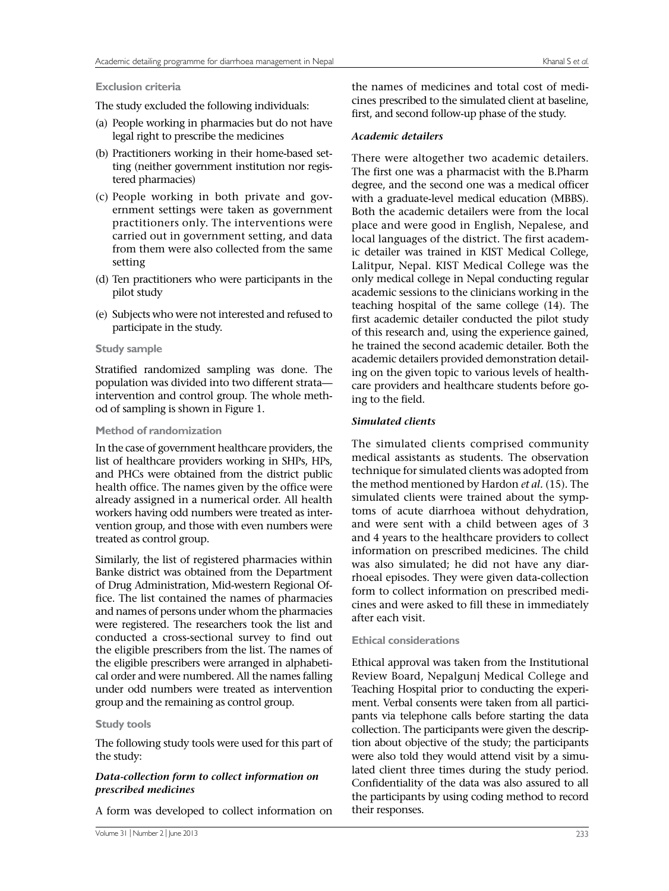### Exclusion criteria

The study excluded the following individuals:

(a) People working in pharmacies but do not have legal right to prescribe the medicines

(b) Practitioners working in their home-based setting (neither government institution nor registered pharmacies)

(c) People working in both private and government settings were taken as government practitioners only. The interventions were carried out in government setting, and data from them were also collected from the same setting

(d) Ten practitioners who were participants in the pilot study

(e) Subjects who were not interested and refused to participate in the study.

### Study sample

Stratified randomized sampling was done. The population was divided into two different strata—intervention and control group. The whole method of sampling is shown in Figure 1.

### Method of randomization

In the case of government healthcare providers, the list of healthcare providers working in SHPs, HPs, and PHCs were obtained from the district public health office. The names given by the office were already assigned in a numerical order. All health workers having odd numbers were treated as intervention group, and those with even numbers were treated as control group.

Similarly, the list of registered pharmacies within Banke district was obtained from the Department of Drug Administration, Mid-western Regional Office. The list contained the names of pharmacies and names of persons under whom the pharmacies were registered. The researchers took the list and conducted a cross-sectional survey to find out the eligible prescribers from the list. The names of the eligible prescribers were arranged in alphabetical order and were numbered. All the names falling under odd numbers were treated as intervention group and the remaining as control group.

### Study tools

The following study tools were used for this part of the study:

#### *Data-collection form to collect information on prescribed medicines*

A form was developed to collect information on the names of medicines and total cost of medicines prescribed to the simulated client at baseline, first, and second follow-up phase of the study.

#### *Academic detailers*

There were altogether two academic detailers. The first one was a pharmacist with the B.Pharm degree, and the second one was a medical officer with a graduate-level medical education (MBBS). Both the academic detailers were from the local place and were good in English, Nepalese, and local languages of the district. The first academic detailer was trained in KIST Medical College, Lalitpur, Nepal. KIST Medical College was the only medical college in Nepal conducting regular academic sessions to the clinicians working in the teaching hospital of the same college (14). The first academic detailer conducted the pilot study of this research and, using the experience gained, he trained the second academic detailer. Both the academic detailers provided demonstration detailing on the given topic to various levels of healthcare providers and healthcare students before going to the field.

#### *Simulated clients*

The simulated clients comprised community medical assistants as students. The observation technique for simulated clients was adopted from the method mentioned by Hardon *et al.* (15). The simulated clients were trained about the symptoms of acute diarrhoea without dehydration, and were sent with a child between ages of 3 and 4 years to the healthcare providers to collect information on prescribed medicines. The child was also simulated; he did not have any diarrhoeal episodes. They were given data-collection form to collect information on prescribed medicines and were asked to fill these in immediately after each visit.

### Ethical considerations

Ethical approval was taken from the Institutional Review Board, Nepalgunj Medical College and Teaching Hospital prior to conducting the experiment. Verbal consents were taken from all participants via telephone calls before starting the data collection. The participants were given the description about objective of the study; the participants were also told they would attend visit by a simulated client three times during the study period. Confidentiality of the data was also assured to all the participants by using coding method to record their responses.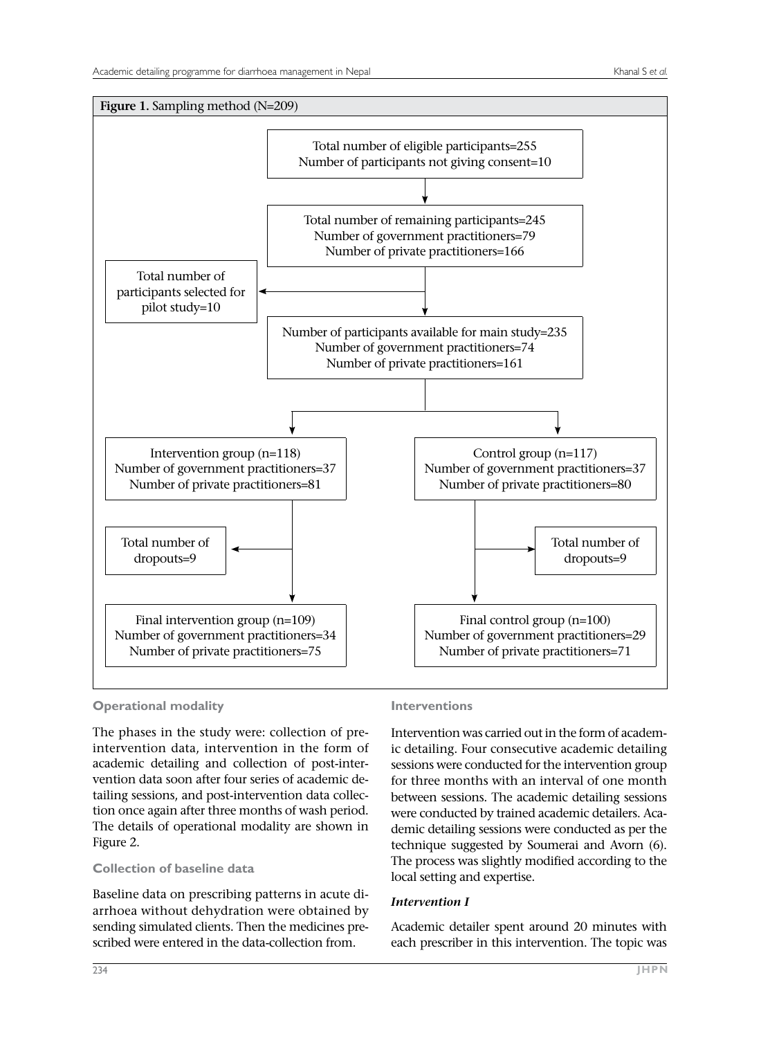**Figure 1.** Sampling method (N=209)

Total number of eligible participants=255
Number of participants not giving consent=10

↓

Total number of remaining participants=245
Number of government practitioners=79
Number of private practitioners=166

→ Total number of participants selected for pilot study=10

↓

Number of participants available for main study=235
Number of government practitioners=74
Number of private practitioners=161

↓

| Intervention group (n=118) | Control group (n=117) |
|---|---|
| Number of government practitioners=37 | Number of government practitioners=37 |
| Number of private practitioners=81 | Number of private practitioners=80 |
| Total number of dropouts=9 | Total number of dropouts=9 |
| Final intervention group (n=109) | Final control group (n=100) |
| Number of government practitioners=34 | Number of government practitioners=29 |
| Number of private practitioners=75 | Number of private practitioners=71 |

### Operational modality

The phases in the study were: collection of pre-intervention data, intervention in the form of academic detailing and collection of post-intervention data soon after four series of academic detailing sessions, and post-intervention data collection once again after three months of wash period. The details of operational modality are shown in Figure 2.

### Collection of baseline data

Baseline data on prescribing patterns in acute diarrhoea without dehydration were obtained by sending simulated clients. Then the medicines prescribed were entered in the data-collection from.

### Interventions

Intervention was carried out in the form of academic detailing. Four consecutive academic detailing sessions were conducted for the intervention group for three months with an interval of one month between sessions. The academic detailing sessions were conducted by trained academic detailers. Academic detailing sessions were conducted as per the technique suggested by Soumerai and Avorn (6). The process was slightly modified according to the local setting and expertise.

***Intervention I***

Academic detailer spent around 20 minutes with each prescriber in this intervention. The topic was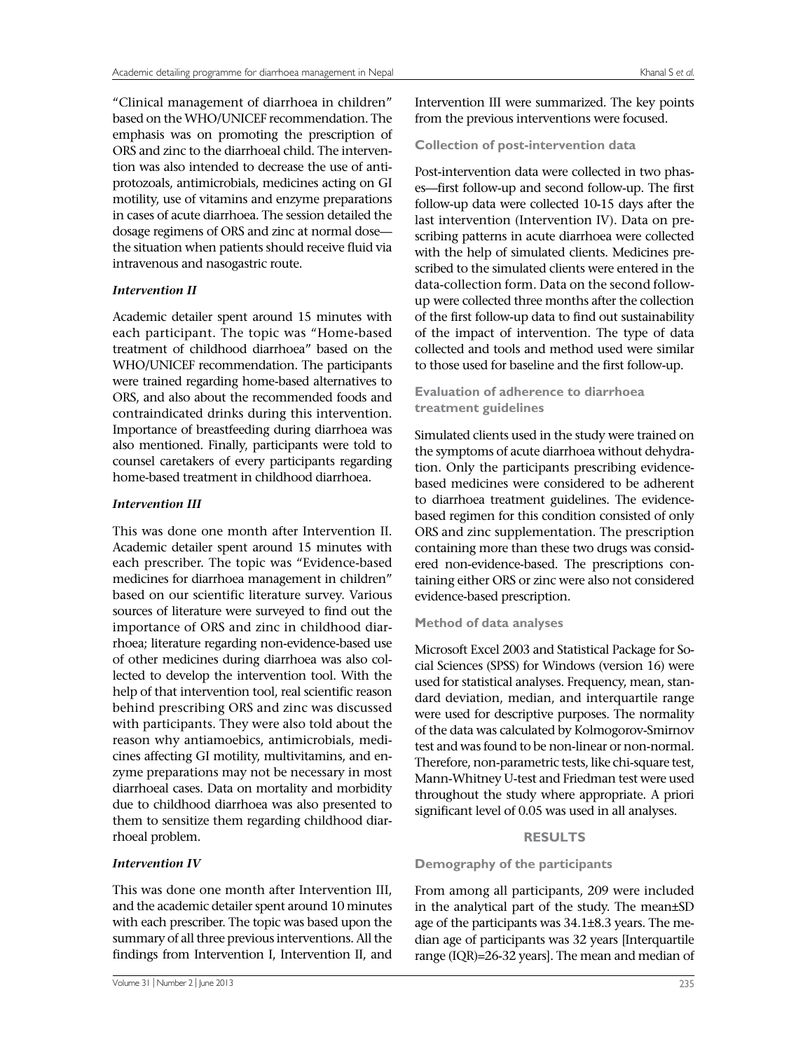"Clinical management of diarrhoea in children" based on the WHO/UNICEF recommendation. The emphasis was on promoting the prescription of ORS and zinc to the diarrhoeal child. The intervention was also intended to decrease the use of antiprotozoals, antimicrobials, medicines acting on GI motility, use of vitamins and enzyme preparations in cases of acute diarrhoea. The session detailed the dosage regimens of ORS and zinc at normal dose—the situation when patients should receive fluid via intravenous and nasogastric route.

***Intervention II***

Academic detailer spent around 15 minutes with each participant. The topic was "Home-based treatment of childhood diarrhoea" based on the WHO/UNICEF recommendation. The participants were trained regarding home-based alternatives to ORS, and also about the recommended foods and contraindicated drinks during this intervention. Importance of breastfeeding during diarrhoea was also mentioned. Finally, participants were told to counsel caretakers of every participants regarding home-based treatment in childhood diarrhoea.

***Intervention III***

This was done one month after Intervention II. Academic detailer spent around 15 minutes with each prescriber. The topic was "Evidence-based medicines for diarrhoea management in children" based on our scientific literature survey. Various sources of literature were surveyed to find out the importance of ORS and zinc in childhood diarrhoea; literature regarding non-evidence-based use of other medicines during diarrhoea was also collected to develop the intervention tool. With the help of that intervention tool, real scientific reason behind prescribing ORS and zinc was discussed with participants. They were also told about the reason why antiamoebics, antimicrobials, medicines affecting GI motility, multivitamins, and enzyme preparations may not be necessary in most diarrhoeal cases. Data on mortality and morbidity due to childhood diarrhoea was also presented to them to sensitize them regarding childhood diarrhoeal problem.

***Intervention IV***

This was done one month after Intervention III, and the academic detailer spent around 10 minutes with each prescriber. The topic was based upon the summary of all three previous interventions. All the findings from Intervention I, Intervention II, and Intervention III were summarized. The key points from the previous interventions were focused.

### Collection of post-intervention data

Post-intervention data were collected in two phases—first follow-up and second follow-up. The first follow-up data were collected 10-15 days after the last intervention (Intervention IV). Data on prescribing patterns in acute diarrhoea were collected with the help of simulated clients. Medicines prescribed to the simulated clients were entered in the data-collection form. Data on the second follow-up were collected three months after the collection of the first follow-up data to find out sustainability of the impact of intervention. The type of data collected and tools and method used were similar to those used for baseline and the first follow-up.

### Evaluation of adherence to diarrhoea treatment guidelines

Simulated clients used in the study were trained on the symptoms of acute diarrhoea without dehydration. Only the participants prescribing evidence-based medicines were considered to be adherent to diarrhoea treatment guidelines. The evidence-based regimen for this condition consisted of only ORS and zinc supplementation. The prescription containing more than these two drugs was considered non-evidence-based. The prescriptions containing either ORS or zinc were also not considered evidence-based prescription.

### Method of data analyses

Microsoft Excel 2003 and Statistical Package for Social Sciences (SPSS) for Windows (version 16) were used for statistical analyses. Frequency, mean, standard deviation, median, and interquartile range were used for descriptive purposes. The normality of the data was calculated by Kolmogorov-Smirnov test and was found to be non-linear or non-normal. Therefore, non-parametric tests, like chi-square test, Mann-Whitney U-test and Friedman test were used throughout the study where appropriate. A priori significant level of 0.05 was used in all analyses.

## RESULTS

### Demography of the participants

From among all participants, 209 were included in the analytical part of the study. The mean±SD age of the participants was 34.1±8.3 years. The median age of participants was 32 years [Interquartile range (IQR)=26-32 years]. The mean and median of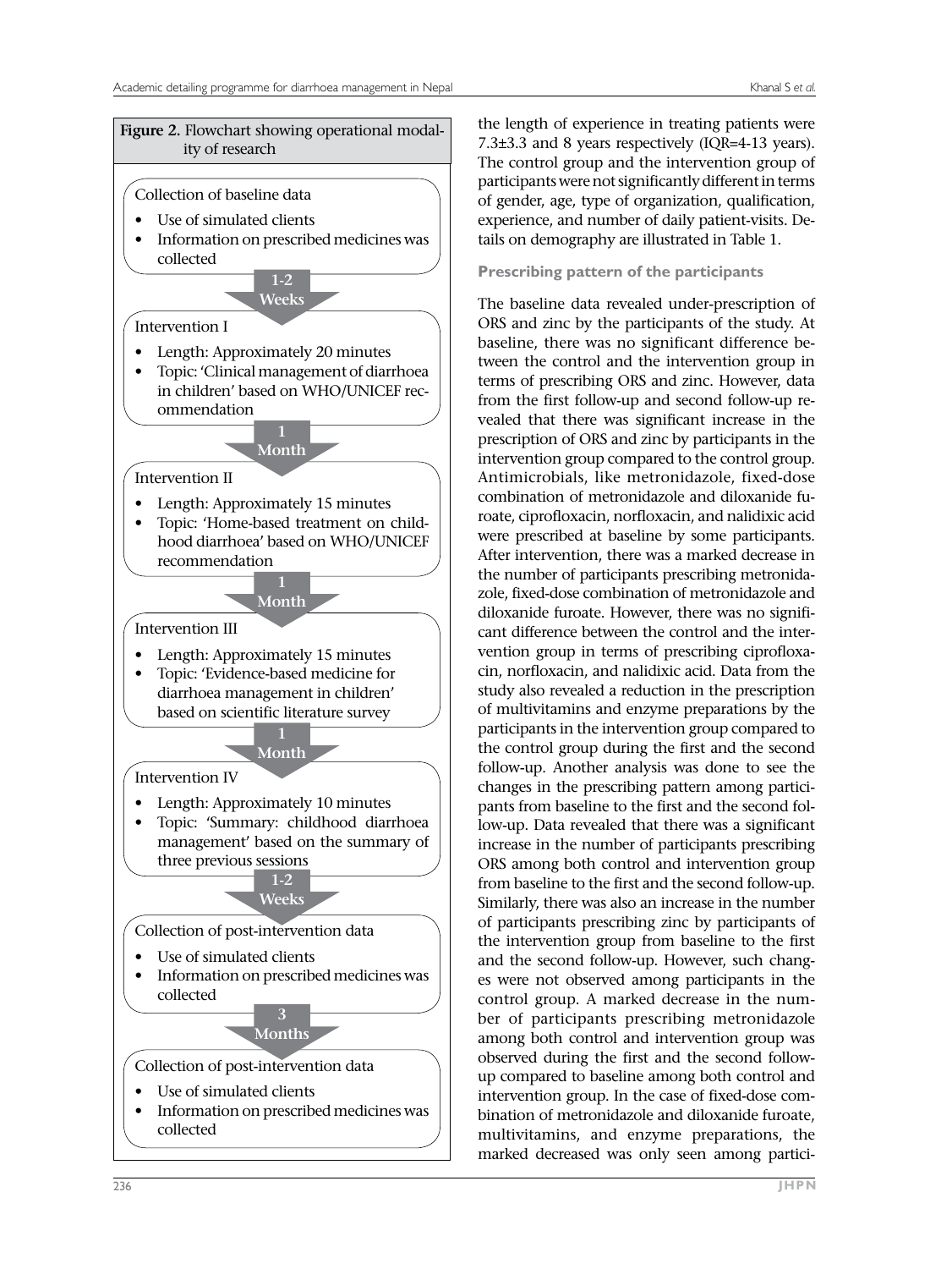**Figure 2.** Flowchart showing operational modality of research

Collection of baseline data

- Use of simulated clients
- Information on prescribed medicines was collected

1-2 Weeks

Intervention I

- Length: Approximately 20 minutes
- Topic: 'Clinical management of diarrhoea in children' based on WHO/UNICEF recommendation

1 Month

Intervention II

- Length: Approximately 15 minutes
- Topic: 'Home-based treatment on childhood diarrhoea' based on WHO/UNICEF recommendation

1 Month

Intervention III

- Length: Approximately 15 minutes
- Topic: 'Evidence-based medicine for diarrhoea management in children' based on scientific literature survey

1 Month

Intervention IV

- Length: Approximately 10 minutes
- Topic: 'Summary: childhood diarrhoea management' based on the summary of three previous sessions

1-2 Weeks

Collection of post-intervention data

- Use of simulated clients
- Information on prescribed medicines was collected

3 Months

Collection of post-intervention data

- Use of simulated clients
- Information on prescribed medicines was collected

the length of experience in treating patients were 7.3±3.3 and 8 years respectively (IQR=4-13 years). The control group and the intervention group of participants were not significantly different in terms of gender, age, type of organization, qualification, experience, and number of daily patient-visits. Details on demography are illustrated in Table 1.

### Prescribing pattern of the participants

The baseline data revealed under-prescription of ORS and zinc by the participants of the study. At baseline, there was no significant difference between the control and the intervention group in terms of prescribing ORS and zinc. However, data from the first follow-up and second follow-up revealed that there was significant increase in the prescription of ORS and zinc by participants in the intervention group compared to the control group. Antimicrobials, like metronidazole, fixed-dose combination of metronidazole and diloxanide furoate, ciprofloxacin, norfloxacin, and nalidixic acid were prescribed at baseline by some participants. After intervention, there was a marked decrease in the number of participants prescribing metronidazole, fixed-dose combination of metronidazole and diloxanide furoate. However, there was no significant difference between the control and the intervention group in terms of prescribing ciprofloxacin, norfloxacin, and nalidixic acid. Data from the study also revealed a reduction in the prescription of multivitamins and enzyme preparations by the participants in the intervention group compared to the control group during the first and the second follow-up. Another analysis was done to see the changes in the prescribing pattern among participants from baseline to the first and the second follow-up. Data revealed that there was a significant increase in the number of participants prescribing ORS among both control and intervention group from baseline to the first and the second follow-up. Similarly, there was also an increase in the number of participants prescribing zinc by participants of the intervention group from baseline to the first and the second follow-up. However, such changes were not observed among participants in the control group. A marked decrease in the number of participants prescribing metronidazole among both control and intervention group was observed during the first and the second follow-up compared to baseline among both control and intervention group. In the case of fixed-dose combination of metronidazole and diloxanide furoate, multivitamins, and enzyme preparations, the marked decreased was only seen among partici-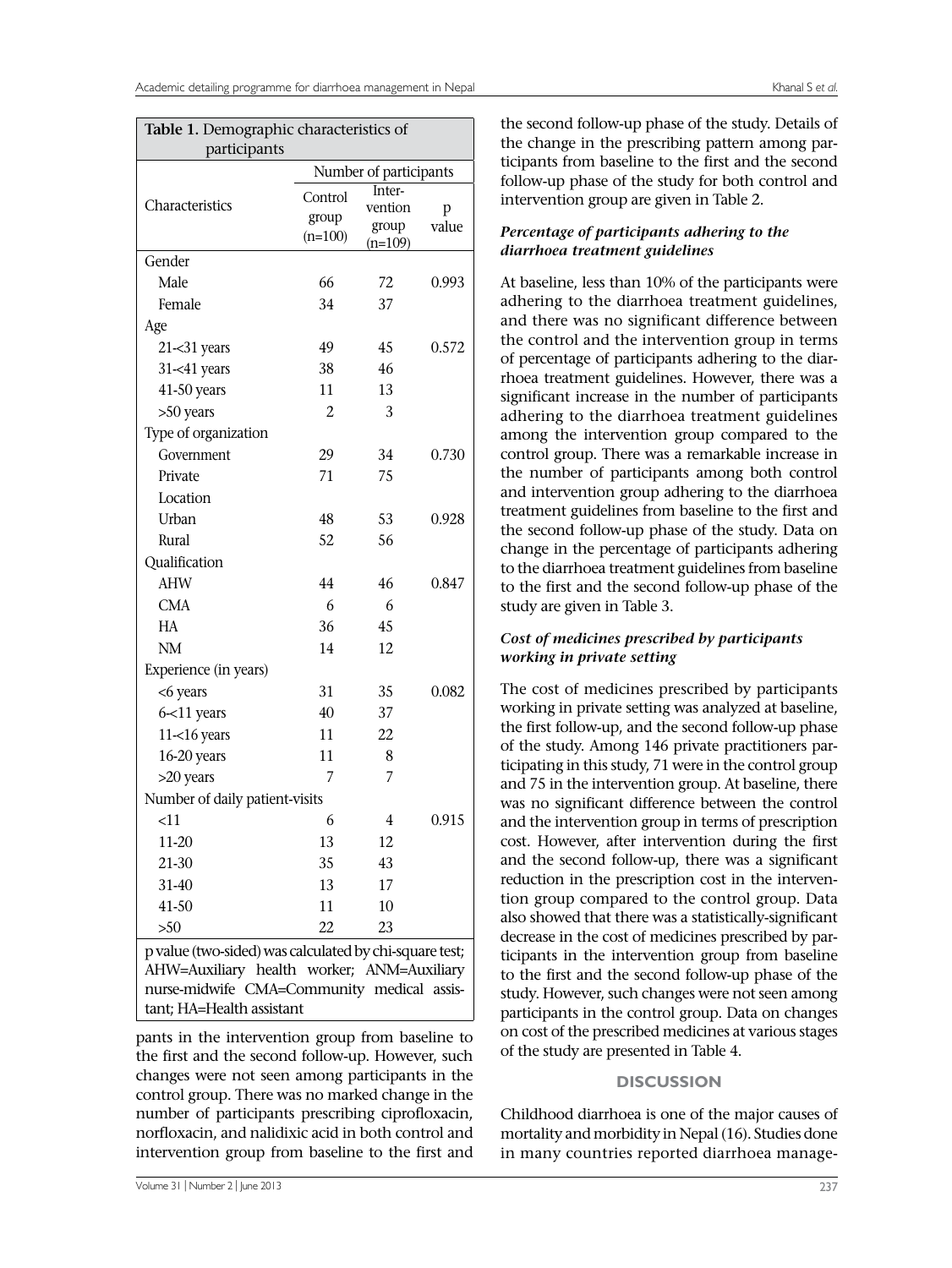**Table 1.** Demographic characteristics of participants

| Characteristics | Number of participants | | |
|---|---|---|---|
| | Control group (n=100) | Intervention group (n=109) | p value |
| Gender | | | |
| Male | 66 | 72 | 0.993 |
| Female | 34 | 37 | |
| Age | | | |
| 21-<31 years | 49 | 45 | 0.572 |
| 31-<41 years | 38 | 46 | |
| 41-50 years | 11 | 13 | |
| >50 years | 2 | 3 | |
| Type of organization | | | |
| Government | 29 | 34 | 0.730 |
| Private | 71 | 75 | |
| Location | | | |
| Urban | 48 | 53 | 0.928 |
| Rural | 52 | 56 | |
| Qualification | | | |
| AHW | 44 | 46 | 0.847 |
| CMA | 6 | 6 | |
| HA | 36 | 45 | |
| NM | 14 | 12 | |
| Experience (in years) | | | |
| <6 years | 31 | 35 | 0.082 |
| 6-<11 years | 40 | 37 | |
| 11-<16 years | 11 | 22 | |
| 16-20 years | 11 | 8 | |
| >20 years | 7 | 7 | |
| Number of daily patient-visits | | | |
| <11 | 6 | 4 | 0.915 |
| 11-20 | 13 | 12 | |
| 21-30 | 35 | 43 | |
| 31-40 | 13 | 17 | |
| 41-50 | 11 | 10 | |
| >50 | 22 | 23 | |

p value (two-sided) was calculated by chi-square test; AHW=Auxiliary health worker; ANM=Auxiliary nurse-midwife CMA=Community medical assistant; HA=Health assistant

pants in the intervention group from baseline to the first and the second follow-up. However, such changes were not seen among participants in the control group. There was no marked change in the number of participants prescribing ciprofloxacin, norfloxacin, and nalidixic acid in both control and intervention group from baseline to the first and the second follow-up phase of the study. Details of the change in the prescribing pattern among participants from baseline to the first and the second follow-up phase of the study for both control and intervention group are given in Table 2.

### *Percentage of participants adhering to the diarrhoea treatment guidelines*

At baseline, less than 10% of the participants were adhering to the diarrhoea treatment guidelines, and there was no significant difference between the control and the intervention group in terms of percentage of participants adhering to the diarrhoea treatment guidelines. However, there was a significant increase in the number of participants adhering to the diarrhoea treatment guidelines among the intervention group compared to the control group. There was a remarkable increase in the number of participants among both control and intervention group adhering to the diarrhoea treatment guidelines from baseline to the first and the second follow-up phase of the study. Data on change in the percentage of participants adhering to the diarrhoea treatment guidelines from baseline to the first and the second follow-up phase of the study are given in Table 3.

### *Cost of medicines prescribed by participants working in private setting*

The cost of medicines prescribed by participants working in private setting was analyzed at baseline, the first follow-up, and the second follow-up phase of the study. Among 146 private practitioners participating in this study, 71 were in the control group and 75 in the intervention group. At baseline, there was no significant difference between the control and the intervention group in terms of prescription cost. However, after intervention during the first and the second follow-up, there was a significant reduction in the prescription cost in the intervention group compared to the control group. Data also showed that there was a statistically-significant decrease in the cost of medicines prescribed by participants in the intervention group from baseline to the first and the second follow-up phase of the study. However, such changes were not seen among participants in the control group. Data on changes on cost of the prescribed medicines at various stages of the study are presented in Table 4.

## DISCUSSION

Childhood diarrhoea is one of the major causes of mortality and morbidity in Nepal (16). Studies done in many countries reported diarrhoea manage-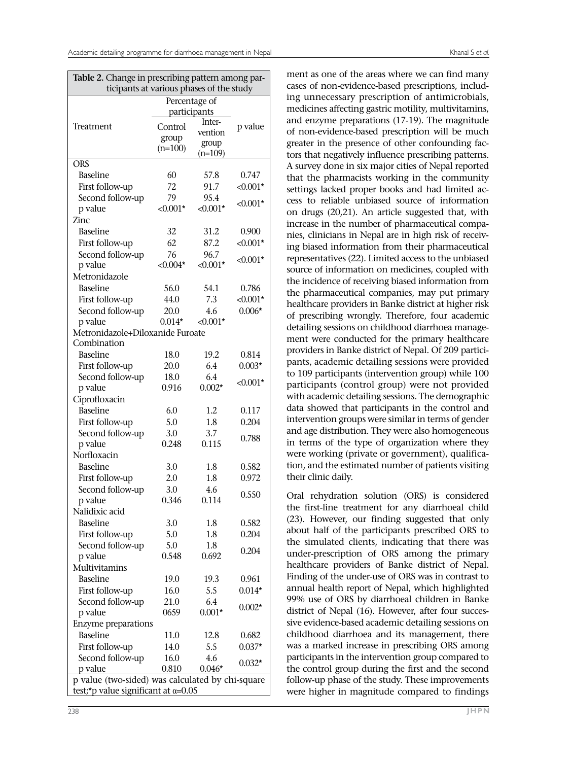**Table 2.** Change in prescribing pattern among participants at various phases of the study

| Treatment | Percentage of participants | | p value |
|---|---|---|---|
| | Control group (n=100) | Intervention group (n=109) | |
| **ORS** | | | |
| Baseline | 60 | 57.8 | 0.747 |
| First follow-up | 72 | 91.7 | <0.001* |
| Second follow-up | 79 | 95.4 | <0.001* |
| p value | <0.001* | <0.001* | |
| **Zinc** | | | |
| Baseline | 32 | 31.2 | 0.900 |
| First follow-up | 62 | 87.2 | <0.001* |
| Second follow-up | 76 | 96.7 | <0.001* |
| p value | <0.004* | <0.001* | |
| **Metronidazole** | | | |
| Baseline | 56.0 | 54.1 | 0.786 |
| First follow-up | 44.0 | 7.3 | <0.001* |
| Second follow-up | 20.0 | 4.6 | 0.006* |
| p value | 0.014* | <0.001* | |
| **Metronidazole+Diloxanide Furoate Combination** | | | |
| Baseline | 18.0 | 19.2 | 0.814 |
| First follow-up | 20.0 | 6.4 | 0.003* |
| Second follow-up | 18.0 | 6.4 | <0.001* |
| p value | 0.916 | 0.002* | |
| **Ciprofloxacin** | | | |
| Baseline | 6.0 | 1.2 | 0.117 |
| First follow-up | 5.0 | 1.8 | 0.204 |
| Second follow-up | 3.0 | 3.7 | 0.788 |
| p value | 0.248 | 0.115 | |
| **Norfloxacin** | | | |
| Baseline | 3.0 | 1.8 | 0.582 |
| First follow-up | 2.0 | 1.8 | 0.972 |
| Second follow-up | 3.0 | 4.6 | 0.550 |
| p value | 0.346 | 0.114 | |
| **Nalidixic acid** | | | |
| Baseline | 3.0 | 1.8 | 0.582 |
| First follow-up | 5.0 | 1.8 | 0.204 |
| Second follow-up | 5.0 | 1.8 | 0.204 |
| p value | 0.548 | 0.692 | |
| **Multivitamins** | | | |
| Baseline | 19.0 | 19.3 | 0.961 |
| First follow-up | 16.0 | 5.5 | 0.014* |
| Second follow-up | 21.0 | 6.4 | 0.002* |
| p value | 0659 | 0.001* | |
| **Enzyme preparations** | | | |
| Baseline | 11.0 | 12.8 | 0.682 |
| First follow-up | 14.0 | 5.5 | 0.037* |
| Second follow-up | 16.0 | 4.6 | 0.032* |
| p value | 0.810 | 0.046* | |

p value (two-sided) was calculated by chi-square test;*p value significant at $\alpha$=0.05

ment as one of the areas where we can find many cases of non-evidence-based prescriptions, including unnecessary prescription of antimicrobials, medicines affecting gastric motility, multivitamins, and enzyme preparations (17-19). The magnitude of non-evidence-based prescription will be much greater in the presence of other confounding factors that negatively influence prescribing patterns. A survey done in six major cities of Nepal reported that the pharmacists working in the community settings lacked proper books and had limited access to reliable unbiased source of information on drugs (20,21). An article suggested that, with increase in the number of pharmaceutical companies, clinicians in Nepal are in high risk of receiving biased information from their pharmaceutical representatives (22). Limited access to the unbiased source of information on medicines, coupled with the incidence of receiving biased information from the pharmaceutical companies, may put primary healthcare providers in Banke district at higher risk of prescribing wrongly. Therefore, four academic detailing sessions on childhood diarrhoea management were conducted for the primary healthcare providers in Banke district of Nepal. Of 209 participants, academic detailing sessions were provided to 109 participants (intervention group) while 100 participants (control group) were not provided with academic detailing sessions. The demographic data showed that participants in the control and intervention groups were similar in terms of gender and age distribution. They were also homogeneous in terms of the type of organization where they were working (private or government), qualification, and the estimated number of patients visiting their clinic daily.

Oral rehydration solution (ORS) is considered the first-line treatment for any diarrhoeal child (23). However, our finding suggested that only about half of the participants prescribed ORS to the simulated clients, indicating that there was under-prescription of ORS among the primary healthcare providers of Banke district of Nepal. Finding of the under-use of ORS was in contrast to annual health report of Nepal, which highlighted 99% use of ORS by diarrhoeal children in Banke district of Nepal (16). However, after four successive evidence-based academic detailing sessions on childhood diarrhoea and its management, there was a marked increase in prescribing ORS among participants in the intervention group compared to the control group during the first and the second follow-up phase of the study. These improvements were higher in magnitude compared to findings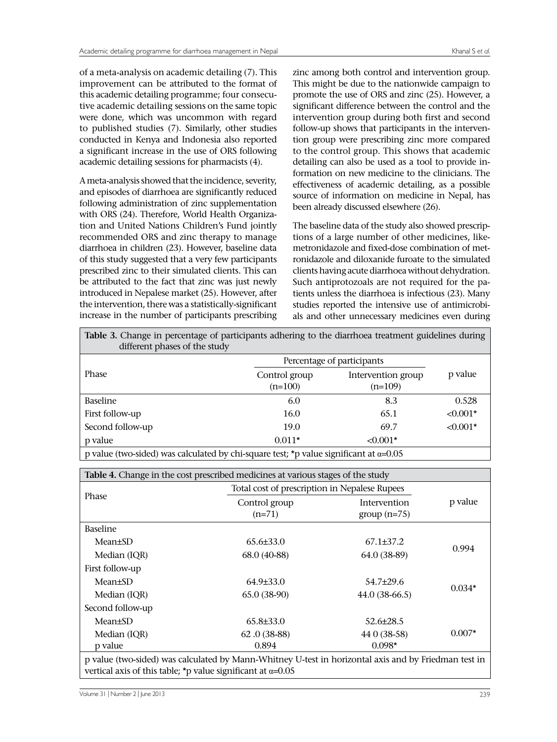of a meta-analysis on academic detailing (7). This improvement can be attributed to the format of this academic detailing programme; four consecutive academic detailing sessions on the same topic were done, which was uncommon with regard to published studies (7). Similarly, other studies conducted in Kenya and Indonesia also reported a significant increase in the use of ORS following academic detailing sessions for pharmacists (4).

A meta-analysis showed that the incidence, severity, and episodes of diarrhoea are significantly reduced following administration of zinc supplementation with ORS (24). Therefore, World Health Organization and United Nations Children's Fund jointly recommended ORS and zinc therapy to manage diarrhoea in children (23). However, baseline data of this study suggested that a very few participants prescribed zinc to their simulated clients. This can be attributed to the fact that zinc was just newly introduced in Nepalese market (25). However, after the intervention, there was a statistically-significant increase in the number of participants prescribing zinc among both control and intervention group. This might be due to the nationwide campaign to promote the use of ORS and zinc (25). However, a significant difference between the control and the intervention group during both first and second follow-up shows that participants in the intervention group were prescribing zinc more compared to the control group. This shows that academic detailing can also be used as a tool to provide information on new medicine to the clinicians. The effectiveness of academic detailing, as a possible source of information on medicine in Nepal, has been already discussed elsewhere (26).

The baseline data of the study also showed prescriptions of a large number of other medicines, likemetronidazole and fixed-dose combination of metronidazole and diloxanide furoate to the simulated clients having acute diarrhoea without dehydration. Such antiprotozoals are not required for the patients unless the diarrhoea is infectious (23). Many studies reported the intensive use of antimicrobials and other unnecessary medicines even during

**Table 3.** Change in percentage of participants adhering to the diarrhoea treatment guidelines during different phases of the study

| Phase | Percentage of participants | | p value |
|---|---|---|---|
| | Control group (n=100) | Intervention group (n=109) | |
| Baseline | 6.0 | 8.3 | 0.528 |
| First follow-up | 16.0 | 65.1 | <0.001* |
| Second follow-up | 19.0 | 69.7 | <0.001* |
| p value | 0.011* | <0.001* | |

p value (two-sided) was calculated by chi-square test; *p value significant at α=0.05

**Table 4.** Change in the cost prescribed medicines at various stages of the study

| Phase | Total cost of prescription in Nepalese Rupees | | p value |
|---|---|---|---|
| | Control group (n=71) | Intervention group (n=75) | |
| Baseline | | | |
| Mean±SD | 65.6±33.0 | 67.1±37.2 | 0.994 |
| Median (IQR) | 68.0 (40-88) | 64.0 (38-89) | |
| First follow-up | | | |
| Mean±SD | 64.9±33.0 | 54.7±29.6 | 0.034* |
| Median (IQR) | 65.0 (38-90) | 44.0 (38-66.5) | |
| Second follow-up | | | |
| Mean±SD | 65.8±33.0 | 52.6±28.5 | 0.007* |
| Median (IQR) | 62 .0 (38-88) | 44 0 (38-58) | |
| p value | 0.894 | 0.098* | |

p value (two-sided) was calculated by Mann-Whitney U-test in horizontal axis and by Friedman test in vertical axis of this table; *p value significant at α=0.05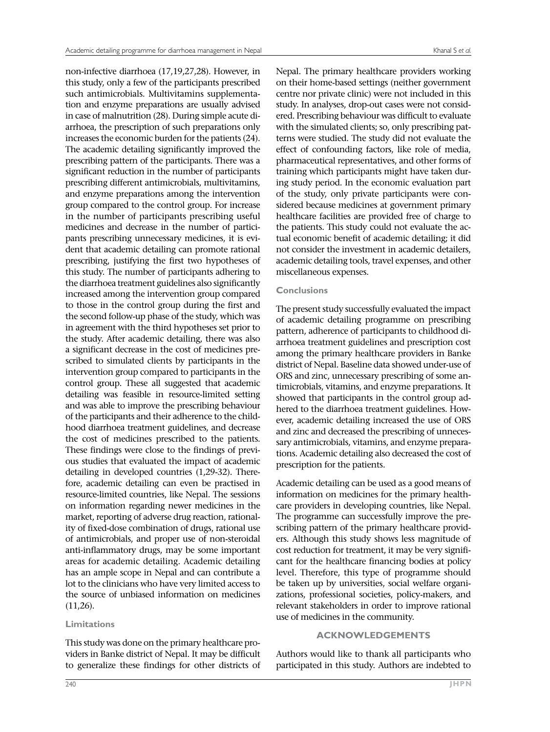non-infective diarrhoea (17,19,27,28). However, in this study, only a few of the participants prescribed such antimicrobials. Multivitamins supplementation and enzyme preparations are usually advised in case of malnutrition (28). During simple acute diarrhoea, the prescription of such preparations only increases the economic burden for the patients (24). The academic detailing significantly improved the prescribing pattern of the participants. There was a significant reduction in the number of participants prescribing different antimicrobials, multivitamins, and enzyme preparations among the intervention group compared to the control group. For increase in the number of participants prescribing useful medicines and decrease in the number of participants prescribing unnecessary medicines, it is evident that academic detailing can promote rational prescribing, justifying the first two hypotheses of this study. The number of participants adhering to the diarrhoea treatment guidelines also significantly increased among the intervention group compared to those in the control group during the first and the second follow-up phase of the study, which was in agreement with the third hypotheses set prior to the study. After academic detailing, there was also a significant decrease in the cost of medicines prescribed to simulated clients by participants in the intervention group compared to participants in the control group. These all suggested that academic detailing was feasible in resource-limited setting and was able to improve the prescribing behaviour of the participants and their adherence to the childhood diarrhoea treatment guidelines, and decrease the cost of medicines prescribed to the patients. These findings were close to the findings of previous studies that evaluated the impact of academic detailing in developed countries (1,29-32). Therefore, academic detailing can even be practised in resource-limited countries, like Nepal. The sessions on information regarding newer medicines in the market, reporting of adverse drug reaction, rationality of fixed-dose combination of drugs, rational use of antimicrobials, and proper use of non-steroidal anti-inflammatory drugs, may be some important areas for academic detailing. Academic detailing has an ample scope in Nepal and can contribute a lot to the clinicians who have very limited access to the source of unbiased information on medicines (11,26).

### Limitations

This study was done on the primary healthcare providers in Banke district of Nepal. It may be difficult to generalize these findings for other districts of Nepal. The primary healthcare providers working on their home-based settings (neither government centre nor private clinic) were not included in this study. In analyses, drop-out cases were not considered. Prescribing behaviour was difficult to evaluate with the simulated clients; so, only prescribing patterns were studied. The study did not evaluate the effect of confounding factors, like role of media, pharmaceutical representatives, and other forms of training which participants might have taken during study period. In the economic evaluation part of the study, only private participants were considered because medicines at government primary healthcare facilities are provided free of charge to the patients. This study could not evaluate the actual economic benefit of academic detailing; it did not consider the investment in academic detailers, academic detailing tools, travel expenses, and other miscellaneous expenses.

### Conclusions

The present study successfully evaluated the impact of academic detailing programme on prescribing pattern, adherence of participants to childhood diarrhoea treatment guidelines and prescription cost among the primary healthcare providers in Banke district of Nepal. Baseline data showed under-use of ORS and zinc, unnecessary prescribing of some antimicrobials, vitamins, and enzyme preparations. It showed that participants in the control group adhered to the diarrhoea treatment guidelines. However, academic detailing increased the use of ORS and zinc and decreased the prescribing of unnecessary antimicrobials, vitamins, and enzyme preparations. Academic detailing also decreased the cost of prescription for the patients.

Academic detailing can be used as a good means of information on medicines for the primary healthcare providers in developing countries, like Nepal. The programme can successfully improve the prescribing pattern of the primary healthcare providers. Although this study shows less magnitude of cost reduction for treatment, it may be very significant for the healthcare financing bodies at policy level. Therefore, this type of programme should be taken up by universities, social welfare organizations, professional societies, policy-makers, and relevant stakeholders in order to improve rational use of medicines in the community.

## ACKNOWLEDGEMENTS

Authors would like to thank all participants who participated in this study. Authors are indebted to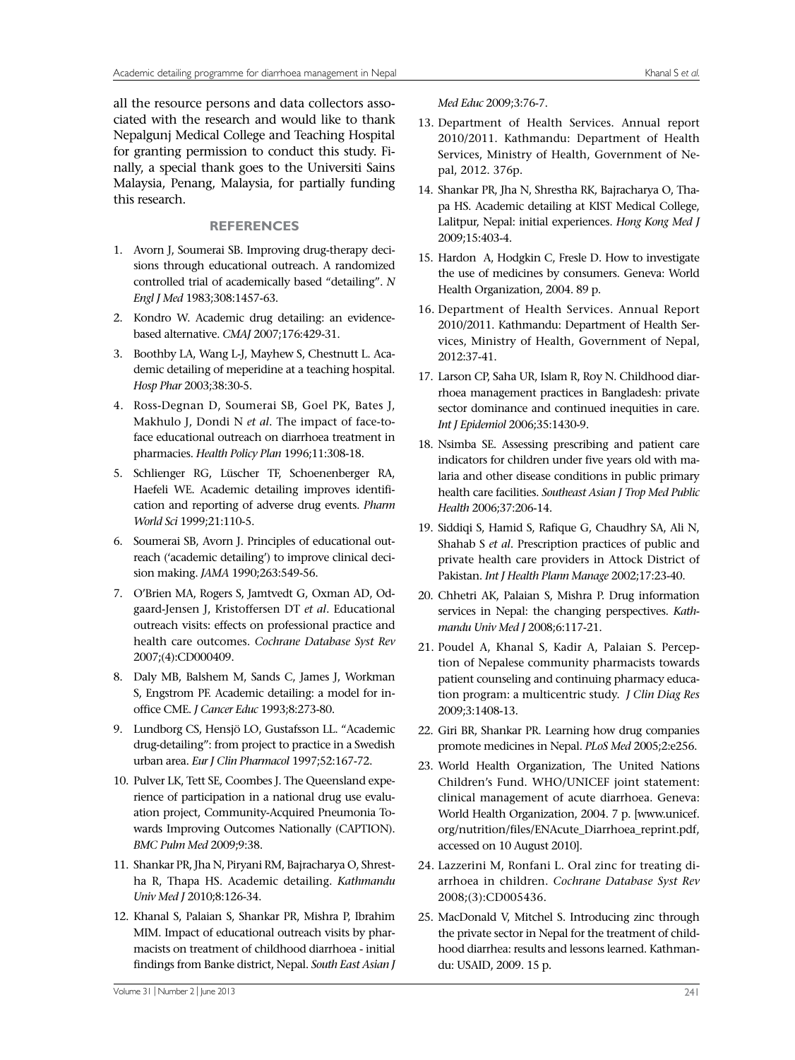all the resource persons and data collectors associated with the research and would like to thank Nepalgunj Medical College and Teaching Hospital for granting permission to conduct this study. Finally, a special thank goes to the Universiti Sains Malaysia, Penang, Malaysia, for partially funding this research.

## REFERENCES

1. Avorn J, Soumerai SB. Improving drug-therapy decisions through educational outreach. A randomized controlled trial of academically based "detailing". *N Engl J Med* 1983;308:1457-63.
2. Kondro W. Academic drug detailing: an evidence-based alternative. *CMAJ* 2007;176:429-31.
3. Boothby LA, Wang L-J, Mayhew S, Chestnutt L. Academic detailing of meperidine at a teaching hospital. *Hosp Phar* 2003;38:30-5.
4. Ross-Degnan D, Soumerai SB, Goel PK, Bates J, Makhulo J, Dondi N *et al*. The impact of face-to-face educational outreach on diarrhoea treatment in pharmacies. *Health Policy Plan* 1996;11:308-18.
5. Schlienger RG, Lüscher TF, Schoenenberger RA, Haefeli WE. Academic detailing improves identification and reporting of adverse drug events. *Pharm World Sci* 1999;21:110-5.
6. Soumerai SB, Avorn J. Principles of educational outreach ('academic detailing') to improve clinical decision making. *JAMA* 1990;263:549-56.
7. O'Brien MA, Rogers S, Jamtvedt G, Oxman AD, Odgaard-Jensen J, Kristoffersen DT *et al*. Educational outreach visits: effects on professional practice and health care outcomes. *Cochrane Database Syst Rev* 2007;(4):CD000409.
8. Daly MB, Balshem M, Sands C, James J, Workman S, Engstrom PF. Academic detailing: a model for in-office CME. *J Cancer Educ* 1993;8:273-80.
9. Lundborg CS, Hensjö LO, Gustafsson LL. "Academic drug-detailing": from project to practice in a Swedish urban area. *Eur J Clin Pharmacol* 1997;52:167-72.
10. Pulver LK, Tett SE, Coombes J. The Queensland experience of participation in a national drug use evaluation project, Community-Acquired Pneumonia Towards Improving Outcomes Nationally (CAPTION). *BMC Pulm Med* 2009;9:38.
11. Shankar PR, Jha N, Piryani RM, Bajracharya O, Shrestha R, Thapa HS. Academic detailing. *Kathmandu Univ Med J* 2010;8:126-34.
12. Khanal S, Palaian S, Shankar PR, Mishra P, Ibrahim MIM. Impact of educational outreach visits by pharmacists on treatment of childhood diarrhoea - initial findings from Banke district, Nepal. *South East Asian J Med Educ* 2009;3:76-7.
13. Department of Health Services. Annual report 2010/2011. Kathmandu: Department of Health Services, Ministry of Health, Government of Nepal, 2012. 376p.
14. Shankar PR, Jha N, Shrestha RK, Bajracharya O, Thapa HS. Academic detailing at KIST Medical College, Lalitpur, Nepal: initial experiences. *Hong Kong Med J* 2009;15:403-4.
15. Hardon A, Hodgkin C, Fresle D. How to investigate the use of medicines by consumers. Geneva: World Health Organization, 2004. 89 p.
16. Department of Health Services. Annual Report 2010/2011. Kathmandu: Department of Health Services, Ministry of Health, Government of Nepal, 2012:37-41.
17. Larson CP, Saha UR, Islam R, Roy N. Childhood diarrhoea management practices in Bangladesh: private sector dominance and continued inequities in care. *Int J Epidemiol* 2006;35:1430-9.
18. Nsimba SE. Assessing prescribing and patient care indicators for children under five years old with malaria and other disease conditions in public primary health care facilities. *Southeast Asian J Trop Med Public Health* 2006;37:206-14.
19. Siddiqi S, Hamid S, Rafique G, Chaudhry SA, Ali N, Shahab S *et al*. Prescription practices of public and private health care providers in Attock District of Pakistan. *Int J Health Plann Manage* 2002;17:23-40.
20. Chhetri AK, Palaian S, Mishra P. Drug information services in Nepal: the changing perspectives. *Kathmandu Univ Med J* 2008;6:117-21.
21. Poudel A, Khanal S, Kadir A, Palaian S. Perception of Nepalese community pharmacists towards patient counseling and continuing pharmacy education program: a multicentric study. *J Clin Diag Res* 2009;3:1408-13.
22. Giri BR, Shankar PR. Learning how drug companies promote medicines in Nepal. *PLoS Med* 2005;2:e256.
23. World Health Organization, The United Nations Children's Fund. WHO/UNICEF joint statement: clinical management of acute diarrhoea. Geneva: World Health Organization, 2004. 7 p. [www.unicef.org/nutrition/files/ENAcute_Diarrhoea_reprint.pdf, accessed on 10 August 2010].
24. Lazzerini M, Ronfani L. Oral zinc for treating diarrhoea in children. *Cochrane Database Syst Rev* 2008;(3):CD005436.
25. MacDonald V, Mitchel S. Introducing zinc through the private sector in Nepal for the treatment of childhood diarrhea: results and lessons learned. Kathmandu: USAID, 2009. 15 p.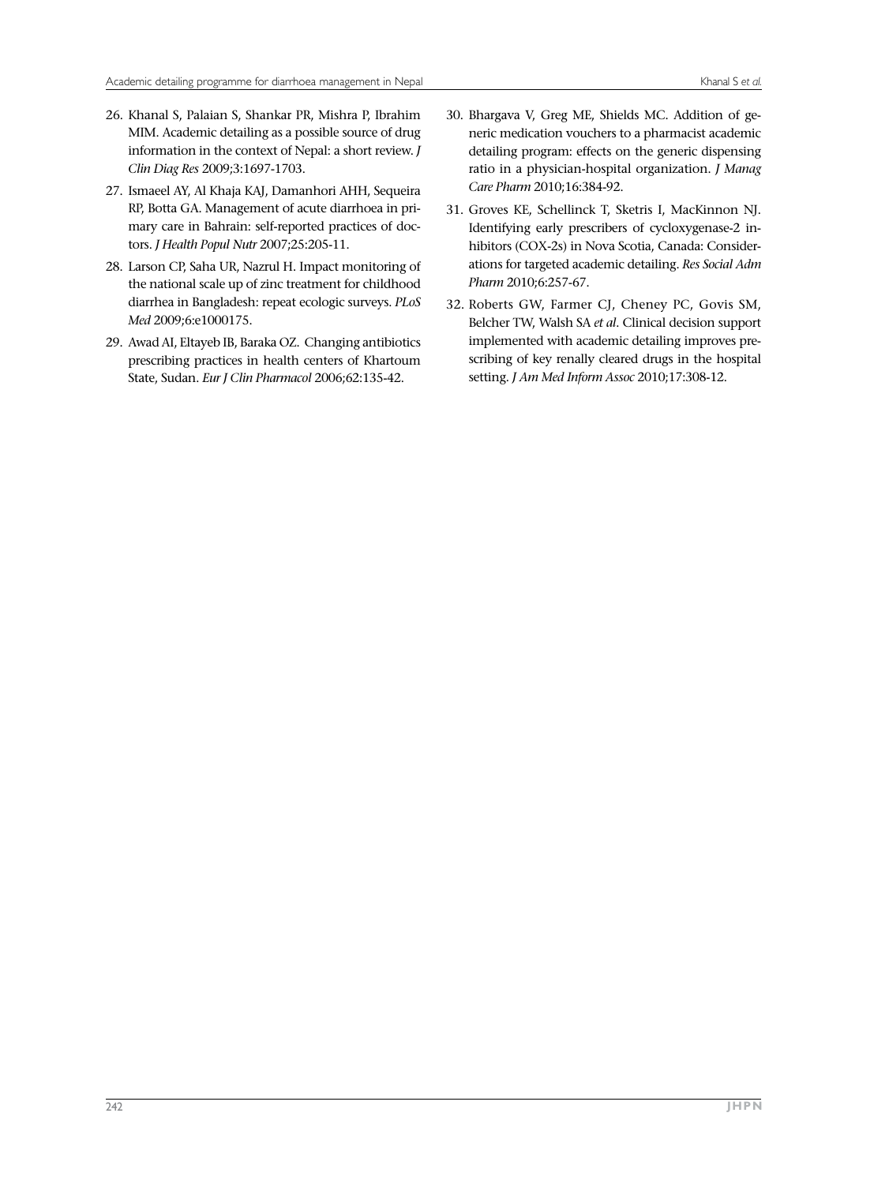26. Khanal S, Palaian S, Shankar PR, Mishra P, Ibrahim MIM. Academic detailing as a possible source of drug information in the context of Nepal: a short review. *J Clin Diag Res* 2009;3:1697-1703.
27. Ismaeel AY, Al Khaja KAJ, Damanhori AHH, Sequeira RP, Botta GA. Management of acute diarrhoea in primary care in Bahrain: self-reported practices of doctors. *J Health Popul Nutr* 2007;25:205-11.
28. Larson CP, Saha UR, Nazrul H. Impact monitoring of the national scale up of zinc treatment for childhood diarrhea in Bangladesh: repeat ecologic surveys. *PLoS Med* 2009;6:e1000175.
29. Awad AI, Eltayeb IB, Baraka OZ. Changing antibiotics prescribing practices in health centers of Khartoum State, Sudan. *Eur J Clin Pharmacol* 2006;62:135-42.
30. Bhargava V, Greg ME, Shields MC. Addition of generic medication vouchers to a pharmacist academic detailing program: effects on the generic dispensing ratio in a physician-hospital organization. *J Manag Care Pharm* 2010;16:384-92.
31. Groves KE, Schellinck T, Sketris I, MacKinnon NJ. Identifying early prescribers of cycloxygenase-2 inhibitors (COX-2s) in Nova Scotia, Canada: Considerations for targeted academic detailing. *Res Social Adm Pharm* 2010;6:257-67.
32. Roberts GW, Farmer CJ, Cheney PC, Govis SM, Belcher TW, Walsh SA *et al*. Clinical decision support implemented with academic detailing improves prescribing of key renally cleared drugs in the hospital setting. *J Am Med Inform Assoc* 2010;17:308-12.